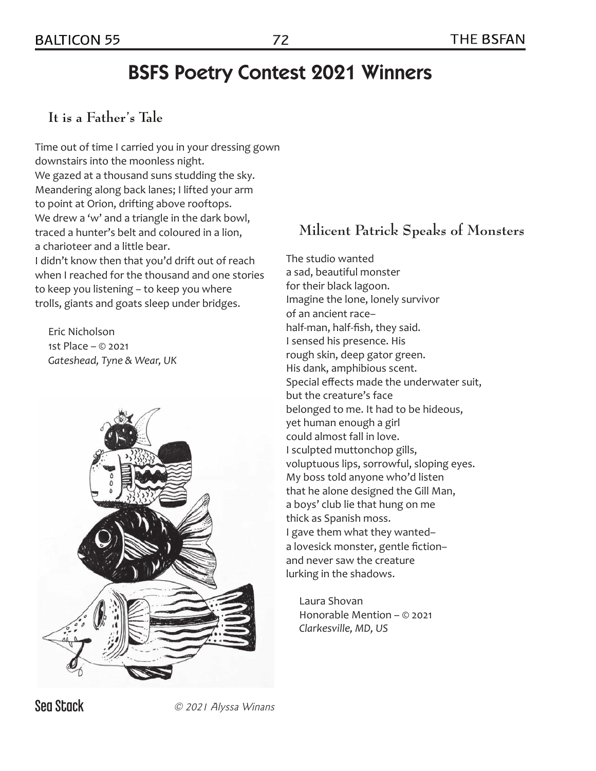# BSFS Poetry Contest 2021 Winners

## It is a Father's Tale

Time out of time I carried you in your dressing gown
downstairs into the moonless night.
We gazed at a thousand suns studding the sky.
Meandering along back lanes; I lifted your arm
to point at Orion, drifting above rooftops.
We drew a 'w' and a triangle in the dark bowl,
traced a hunter's belt and coloured in a lion,
a charioteer and a little bear.
I didn't know then that you'd drift out of reach
when I reached for the thousand and one stories
to keep you listening – to keep you where
trolls, giants and goats sleep under bridges.

Eric Nicholson
1st Place – © 2021
*Gateshead, Tyne & Wear, UK*

**Sea Stack** *© 2021 Alyssa Winans*

## Milicent Patrick Speaks of Monsters

The studio wanted
a sad, beautiful monster
for their black lagoon.
Imagine the lone, lonely survivor
of an ancient race–
half-man, half-fish, they said.
I sensed his presence. His
rough skin, deep gator green.
His dank, amphibious scent.
Special effects made the underwater suit,
but the creature's face
belonged to me. It had to be hideous,
yet human enough a girl
could almost fall in love.
I sculpted muttonchop gills,
voluptuous lips, sorrowful, sloping eyes.
My boss told anyone who'd listen
that he alone designed the Gill Man,
a boys' club lie that hung on me
thick as Spanish moss.
I gave them what they wanted–
a lovesick monster, gentle fiction–
and never saw the creature
lurking in the shadows.

Laura Shovan
Honorable Mention – © 2021
*Clarkesville, MD, US*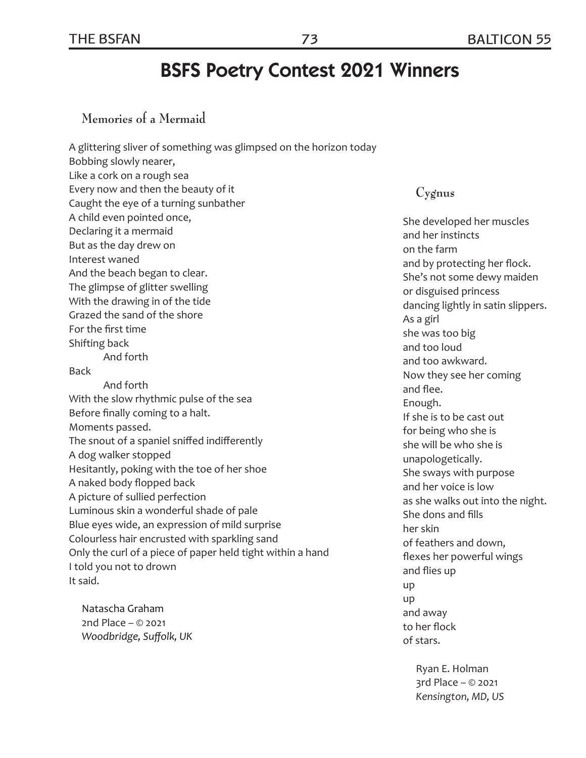# BSFS Poetry Contest 2021 Winners

## Memories of a Mermaid

A glittering sliver of something was glimpsed on the horizon today
Bobbing slowly nearer,
Like a cork on a rough sea
Every now and then the beauty of it
Caught the eye of a turning sunbather
A child even pointed once,
Declaring it a mermaid
But as the day drew on
Interest waned
And the beach began to clear.
The glimpse of glitter swelling
With the drawing in of the tide
Grazed the sand of the shore
For the first time
Shifting back
        And forth
Back
        And forth
With the slow rhythmic pulse of the sea
Before finally coming to a halt.
Moments passed.
The snout of a spaniel sniffed indifferently
A dog walker stopped
Hesitantly, poking with the toe of her shoe
A naked body flopped back
A picture of sullied perfection
Luminous skin a wonderful shade of pale
Blue eyes wide, an expression of mild surprise
Colourless hair encrusted with sparkling sand
Only the curl of a piece of paper held tight within a hand
I told you not to drown
It said.

Natascha Graham
2nd Place – © 2021
*Woodbridge, Suffolk, UK*

## Cygnus

She developed her muscles
and her instincts
on the farm
and by protecting her flock.
She's not some dewy maiden
or disguised princess
dancing lightly in satin slippers.
As a girl
she was too big
and too loud
and too awkward.
Now they see her coming
and flee.
Enough.
If she is to be cast out
for being who she is
she will be who she is
unapologetically.
She sways with purpose
and her voice is low
as she walks out into the night.
She dons and fills
her skin
of feathers and down,
flexes her powerful wings
and flies up
up
up
and away
to her flock
of stars.

Ryan E. Holman
3rd Place – © 2021
*Kensington, MD, US*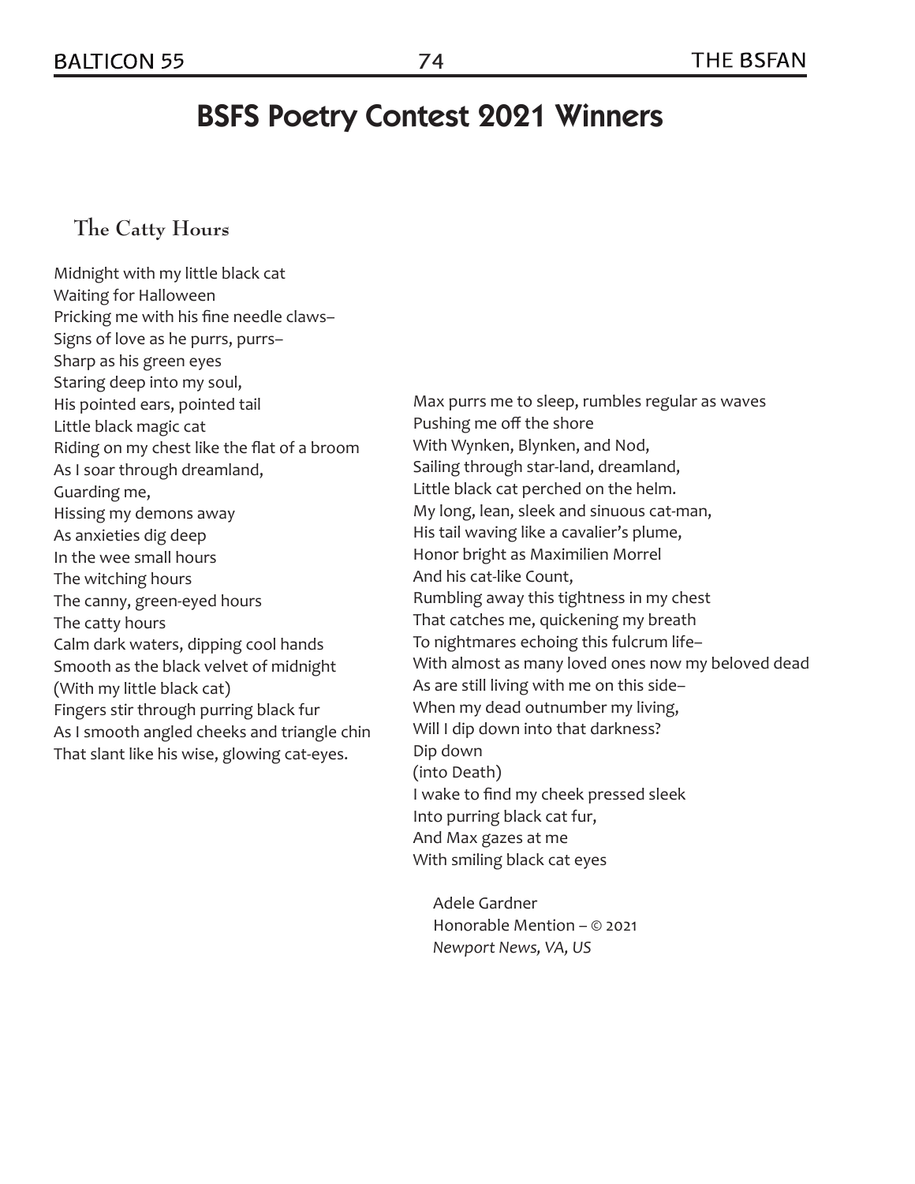# BSFS Poetry Contest 2021 Winners

## The Catty Hours

Midnight with my little black cat  
Waiting for Halloween  
Pricking me with his fine needle claws–  
Signs of love as he purrs, purrs–  
Sharp as his green eyes  
Staring deep into my soul,  
His pointed ears, pointed tail  
Little black magic cat  
Riding on my chest like the flat of a broom  
As I soar through dreamland,  
Guarding me,  
Hissing my demons away  
As anxieties dig deep  
In the wee small hours  
The witching hours  
The canny, green-eyed hours  
The catty hours  
Calm dark waters, dipping cool hands  
Smooth as the black velvet of midnight  
(With my little black cat)  
Fingers stir through purring black fur  
As I smooth angled cheeks and triangle chin  
That slant like his wise, glowing cat-eyes.

Max purrs me to sleep, rumbles regular as waves  
Pushing me off the shore  
With Wynken, Blynken, and Nod,  
Sailing through star-land, dreamland,  
Little black cat perched on the helm.  
My long, lean, sleek and sinuous cat-man,  
His tail waving like a cavalier's plume,  
Honor bright as Maximilien Morrel  
And his cat-like Count,  
Rumbling away this tightness in my chest  
That catches me, quickening my breath  
To nightmares echoing this fulcrum life–  
With almost as many loved ones now my beloved dead  
As are still living with me on this side–  
When my dead outnumber my living,  
Will I dip down into that darkness?  
Dip down  
(into Death)  
I wake to find my cheek pressed sleek  
Into purring black cat fur,  
And Max gazes at me  
With smiling black cat eyes

Adele Gardner  
Honorable Mention – © 2021  
*Newport News, VA, US*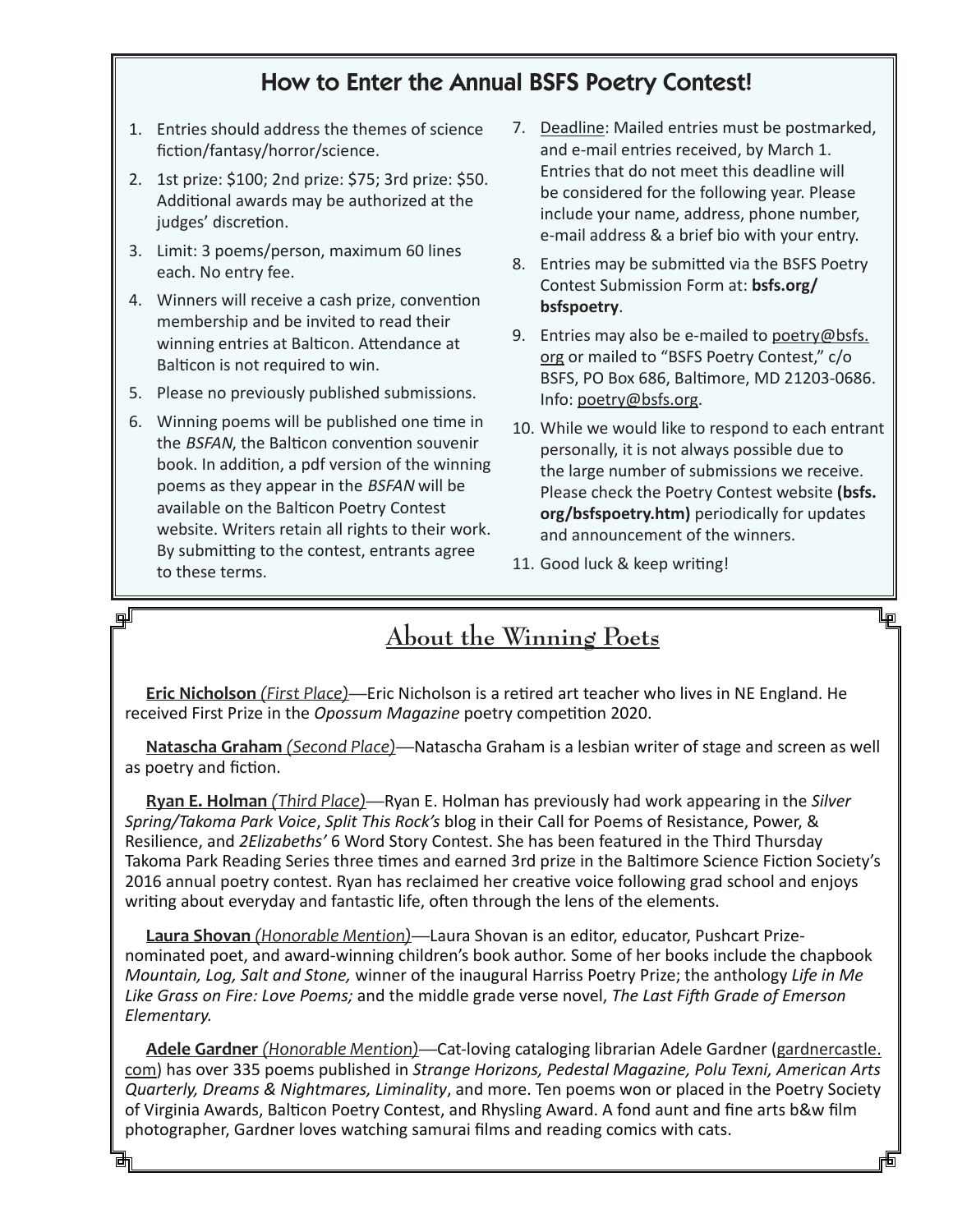## How to Enter the Annual BSFS Poetry Contest!

1. Entries should address the themes of science fiction/fantasy/horror/science.
2. 1st prize: $100; 2nd prize: $75; 3rd prize: $50. Additional awards may be authorized at the judges' discretion.
3. Limit: 3 poems/person, maximum 60 lines each. No entry fee.
4. Winners will receive a cash prize, convention membership and be invited to read their winning entries at Balticon. Attendance at Balticon is not required to win.
5. Please no previously published submissions.
6. Winning poems will be published one time in the *BSFAN*, the Balticon convention souvenir book. In addition, a pdf version of the winning poems as they appear in the *BSFAN* will be available on the Balticon Poetry Contest website. Writers retain all rights to their work. By submitting to the contest, entrants agree to these terms.
7. Deadline: Mailed entries must be postmarked, and e-mail entries received, by March 1. Entries that do not meet this deadline will be considered for the following year. Please include your name, address, phone number, e-mail address & a brief bio with your entry.
8. Entries may be submitted via the BSFS Poetry Contest Submission Form at: **bsfs.org/bsfspoetry**.
9. Entries may also be e-mailed to poetry@bsfs.org or mailed to "BSFS Poetry Contest," c/o BSFS, PO Box 686, Baltimore, MD 21203-0686. Info: poetry@bsfs.org.
10. While we would like to respond to each entrant personally, it is not always possible due to the large number of submissions we receive. Please check the Poetry Contest website **(bsfs.org/bsfspoetry.htm)** periodically for updates and announcement of the winners.
11. Good luck & keep writing!

## About the Winning Poets

**Eric Nicholson** *(First Place)*—Eric Nicholson is a retired art teacher who lives in NE England. He received First Prize in the *Opossum Magazine* poetry competition 2020.

**Natascha Graham** *(Second Place)*—Natascha Graham is a lesbian writer of stage and screen as well as poetry and fiction.

**Ryan E. Holman** *(Third Place)*—Ryan E. Holman has previously had work appearing in the *Silver Spring/Takoma Park Voice*, *Split This Rock's* blog in their Call for Poems of Resistance, Power, & Resilience, and *2Elizabeths'* 6 Word Story Contest. She has been featured in the Third Thursday Takoma Park Reading Series three times and earned 3rd prize in the Baltimore Science Fiction Society's 2016 annual poetry contest. Ryan has reclaimed her creative voice following grad school and enjoys writing about everyday and fantastic life, often through the lens of the elements.

**Laura Shovan** *(Honorable Mention)*—Laura Shovan is an editor, educator, Pushcart Prize-nominated poet, and award-winning children's book author. Some of her books include the chapbook *Mountain, Log, Salt and Stone,* winner of the inaugural Harriss Poetry Prize; the anthology *Life in Me Like Grass on Fire: Love Poems;* and the middle grade verse novel, *The Last Fifth Grade of Emerson Elementary.*

**Adele Gardner** *(Honorable Mention)*—Cat-loving cataloging librarian Adele Gardner (gardnercastle.com) has over 335 poems published in *Strange Horizons, Pedestal Magazine, Polu Texni, American Arts Quarterly, Dreams & Nightmares, Liminality*, and more. Ten poems won or placed in the Poetry Society of Virginia Awards, Balticon Poetry Contest, and Rhysling Award. A fond aunt and fine arts b&w film photographer, Gardner loves watching samurai films and reading comics with cats.